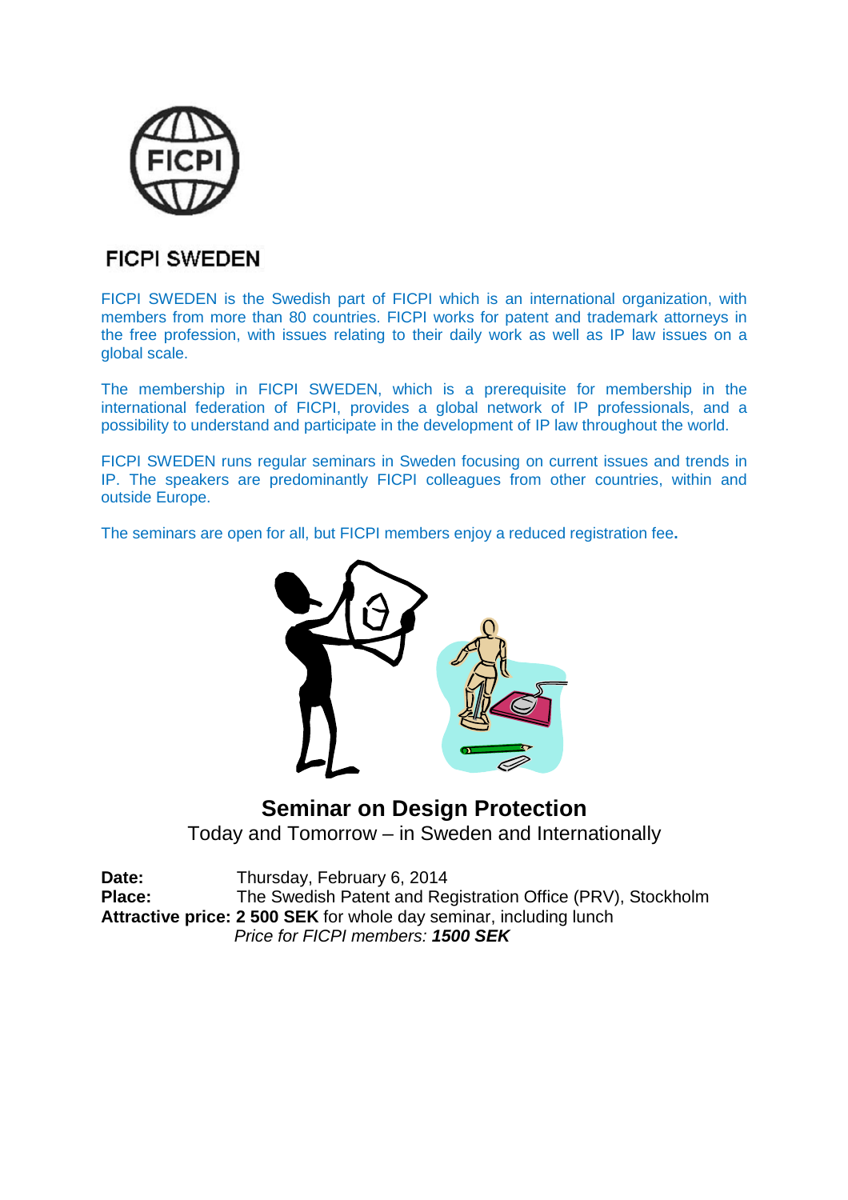# FICPI SWEDEN

FICPI SWEDEN is the Swedish part of FICPI which is an international organization, with members from more than 80 countries. FICPI works for patent and trademark attorneys in the free profession, with issues relating to their daily work as well as IP law issues on a global scale.

The membership in FICPI SWEDEN, which is a prerequisite for membership in the international federation of FICPI, provides a global network of IP professionals, and a possibility to understand and participate in the development of IP law throughout the world.

FICPI SWEDEN runs regular seminars in Sweden focusing on current issues and trends in IP. The speakers are predominantly FICPI colleagues from other countries, within and outside Europe.

The seminars are open for all, but FICPI members enjoy a reduced registration fee**.**

## Seminar on Design Protection

Today and Tomorrow – in Sweden and Internationally

**Date:** Thursday, February 6, 2014
**Place:** The Swedish Patent and Registration Office (PRV), Stockholm
**Attractive price: 2 500 SEK** for whole day seminar, including lunch
*Price for FICPI members:* ***1500 SEK***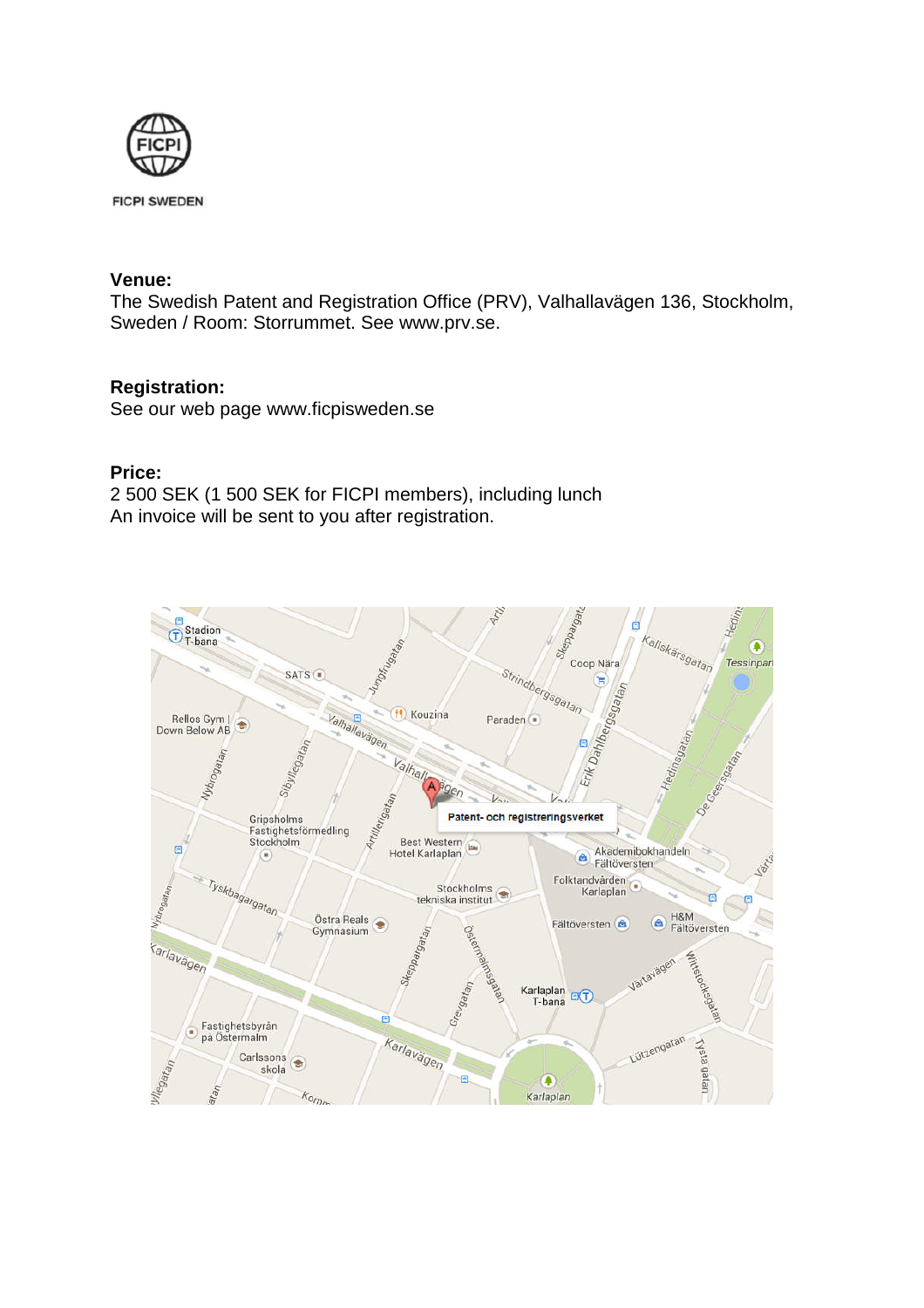FICPI SWEDEN

**Venue:**
The Swedish Patent and Registration Office (PRV), Valhallavägen 136, Stockholm, Sweden / Room: Storrummet. See www.prv.se.

**Registration:**
See our web page www.ficpisweden.se

**Price:**
2 500 SEK (1 500 SEK for FICPI members), including lunch
An invoice will be sent to you after registration.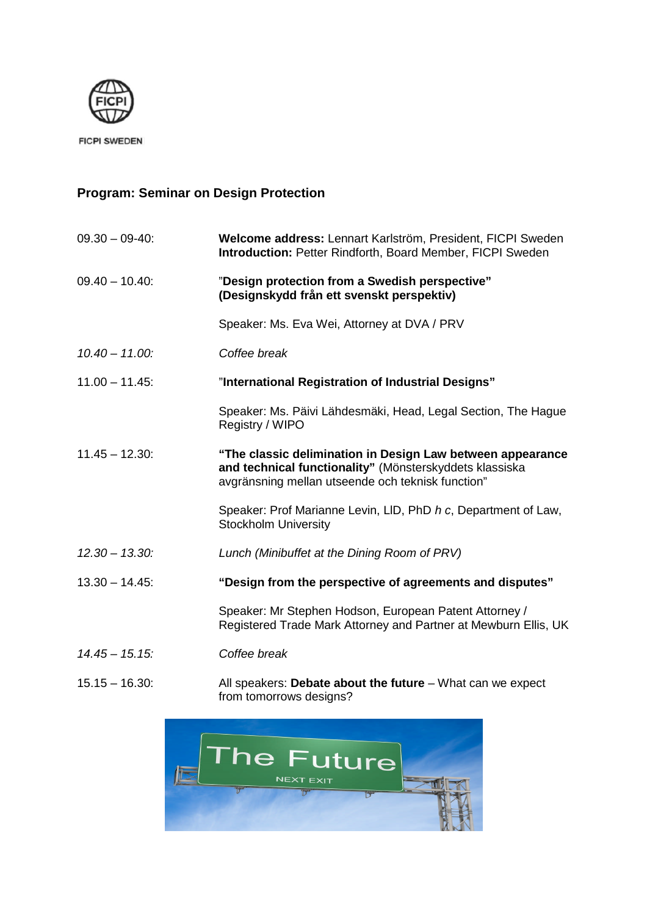FICPI SWEDEN

## Program: Seminar on Design Protection

| | |
|---|---|
| 09.30 – 09-40: | **Welcome address:** Lennart Karlström, President, FICPI Sweden<br>**Introduction:** Petter Rindforth, Board Member, FICPI Sweden |
| 09.40 – 10.40: | "**Design protection from a Swedish perspective" (Designskydd från ett svenskt perspektiv)**<br><br>Speaker: Ms. Eva Wei, Attorney at DVA / PRV |
| *10.40 – 11.00:* | *Coffee break* |
| 11.00 – 11.45: | "**International Registration of Industrial Designs"**<br><br>Speaker: Ms. Päivi Lähdesmäki, Head, Legal Section, The Hague Registry / WIPO |
| 11.45 – 12.30: | **"The classic delimination in Design Law between appearance and technical functionality"** (Mönsterskyddets klassiska avgränsning mellan utseende och teknisk function"<br><br>Speaker: Prof Marianne Levin, LlD, PhD *h c*, Department of Law, Stockholm University |
| *12.30 – 13.30:* | *Lunch (Minibuffet at the Dining Room of PRV)* |
| 13.30 – 14.45: | **"Design from the perspective of agreements and disputes"**<br><br>Speaker: Mr Stephen Hodson, European Patent Attorney / Registered Trade Mark Attorney and Partner at Mewburn Ellis, UK |
| *14.45 – 15.15:* | *Coffee break* |
| 15.15 – 16.30: | All speakers: **Debate about the future** – What can we expect from tomorrows designs? |

The Future

NEXT EXIT